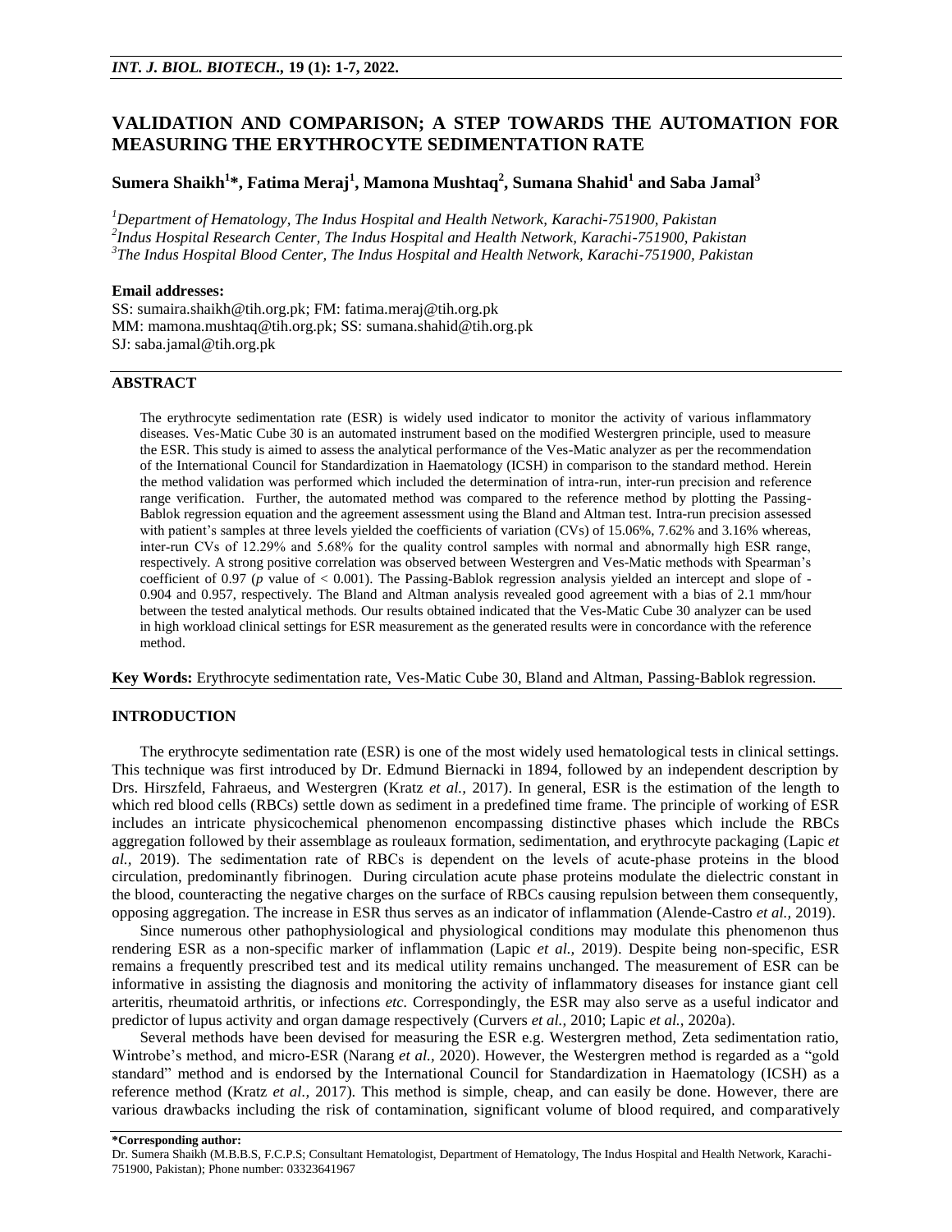# VALIDATION AND COMPARISON; A STEP TOWARDS THE AUTOMATION FOR MEASURING THE ERYTHROCYTE SEDIMENTATION RATE

**Sumera Shaikh[1]*, Fatima Meraj[1], Mamona Mushtaq[2], Sumana Shahid[1] and Saba Jamal[3]**

[1]*Department of Hematology, The Indus Hospital and Health Network, Karachi-751900, Pakistan*
[2]*Indus Hospital Research Center, The Indus Hospital and Health Network, Karachi-751900, Pakistan*
[3]*The Indus Hospital Blood Center, The Indus Hospital and Health Network, Karachi-751900, Pakistan*

**Email addresses:**
SS: sumaira.shaikh@tih.org.pk; FM: fatima.meraj@tih.org.pk
MM: mamona.mushtaq@tih.org.pk; SS: sumana.shahid@tih.org.pk
SJ: saba.jamal@tih.org.pk

## ABSTRACT

The erythrocyte sedimentation rate (ESR) is widely used indicator to monitor the activity of various inflammatory diseases. Ves-Matic Cube 30 is an automated instrument based on the modified Westergren principle, used to measure the ESR. This study is aimed to assess the analytical performance of the Ves-Matic analyzer as per the recommendation of the International Council for Standardization in Haematology (ICSH) in comparison to the standard method. Herein the method validation was performed which included the determination of intra-run, inter-run precision and reference range verification. Further, the automated method was compared to the reference method by plotting the Passing-Bablok regression equation and the agreement assessment using the Bland and Altman test. Intra-run precision assessed with patient's samples at three levels yielded the coefficients of variation (CVs) of 15.06%, 7.62% and 3.16% whereas, inter-run CVs of 12.29% and 5.68% for the quality control samples with normal and abnormally high ESR range, respectively. A strong positive correlation was observed between Westergren and Ves-Matic methods with Spearman's coefficient of 0.97 ($p$ value of < 0.001). The Passing-Bablok regression analysis yielded an intercept and slope of -0.904 and 0.957, respectively. The Bland and Altman analysis revealed good agreement with a bias of 2.1 mm/hour between the tested analytical methods. Our results obtained indicated that the Ves-Matic Cube 30 analyzer can be used in high workload clinical settings for ESR measurement as the generated results were in concordance with the reference method.

**Key Words:** Erythrocyte sedimentation rate, Ves-Matic Cube 30, Bland and Altman, Passing-Bablok regression.

## INTRODUCTION

The erythrocyte sedimentation rate (ESR) is one of the most widely used hematological tests in clinical settings. This technique was first introduced by Dr. Edmund Biernacki in 1894, followed by an independent description by Drs. Hirszfeld, Fahraeus, and Westergren (Kratz *et al.,* 2017). In general, ESR is the estimation of the length to which red blood cells (RBCs) settle down as sediment in a predefined time frame. The principle of working of ESR includes an intricate physicochemical phenomenon encompassing distinctive phases which include the RBCs aggregation followed by their assemblage as rouleaux formation, sedimentation, and erythrocyte packaging (Lapic *et al.,* 2019). The sedimentation rate of RBCs is dependent on the levels of acute-phase proteins in the blood circulation, predominantly fibrinogen. During circulation acute phase proteins modulate the dielectric constant in the blood, counteracting the negative charges on the surface of RBCs causing repulsion between them consequently, opposing aggregation. The increase in ESR thus serves as an indicator of inflammation (Alende-Castro *et al.,* 2019).

Since numerous other pathophysiological and physiological conditions may modulate this phenomenon thus rendering ESR as a non-specific marker of inflammation (Lapic *et al.,* 2019). Despite being non-specific, ESR remains a frequently prescribed test and its medical utility remains unchanged. The measurement of ESR can be informative in assisting the diagnosis and monitoring the activity of inflammatory diseases for instance giant cell arteritis, rheumatoid arthritis, or infections *etc.* Correspondingly, the ESR may also serve as a useful indicator and predictor of lupus activity and organ damage respectively (Curvers *et al.,* 2010; Lapic *et al.,* 2020a).

Several methods have been devised for measuring the ESR e.g. Westergren method, Zeta sedimentation ratio, Wintrobe's method, and micro-ESR (Narang *et al.,* 2020). However, the Westergren method is regarded as a "gold standard" method and is endorsed by the International Council for Standardization in Haematology (ICSH) as a reference method (Kratz *et al.,* 2017). This method is simple, cheap, and can easily be done. However, there are various drawbacks including the risk of contamination, significant volume of blood required, and comparatively

**\*Corresponding author:**
Dr. Sumera Shaikh (M.B.B.S, F.C.P.S; Consultant Hematologist, Department of Hematology, The Indus Hospital and Health Network, Karachi-751900, Pakistan); Phone number: 03323641967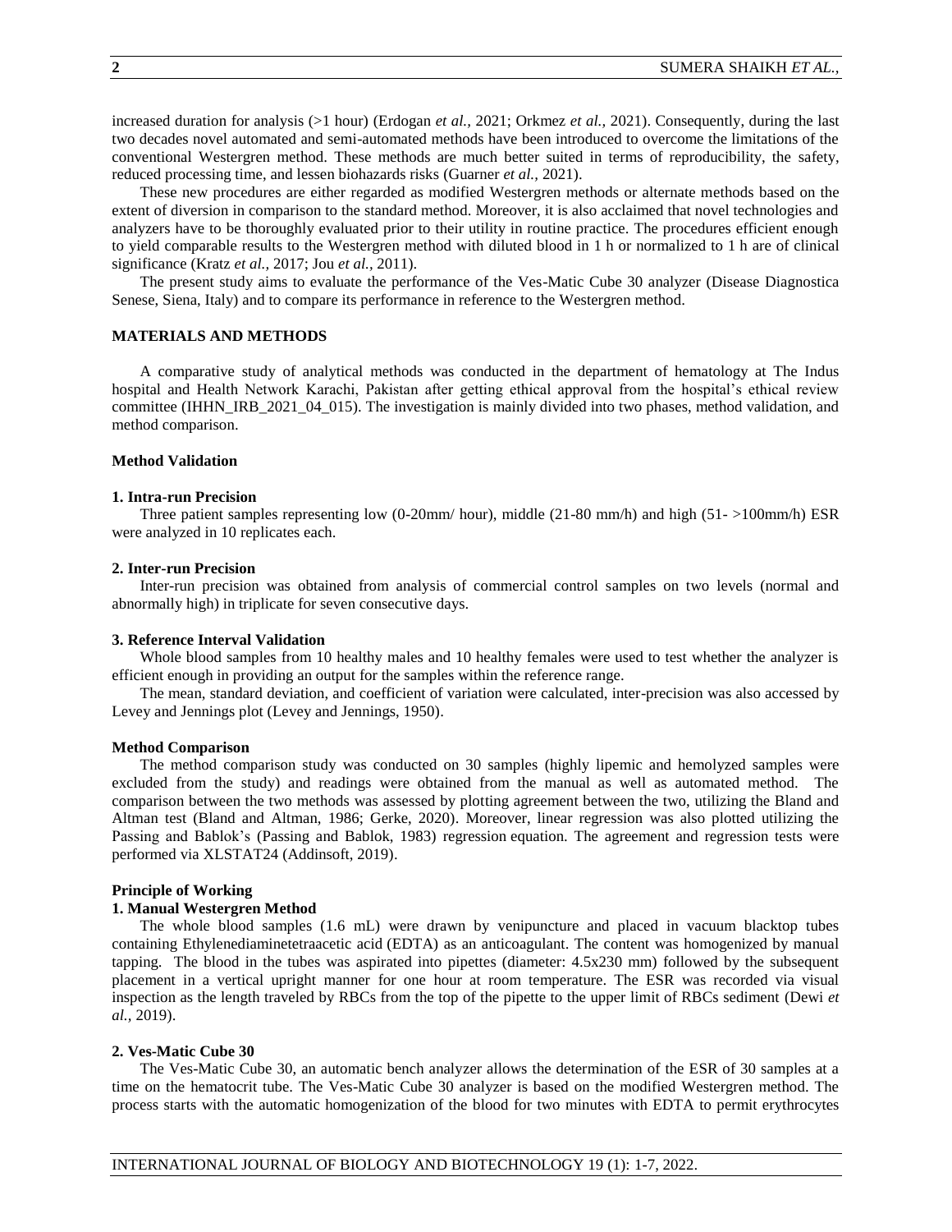increased duration for analysis (>1 hour) (Erdogan *et al.,* 2021; Orkmez *et al.,* 2021). Consequently, during the last two decades novel automated and semi-automated methods have been introduced to overcome the limitations of the conventional Westergren method. These methods are much better suited in terms of reproducibility, the safety, reduced processing time, and lessen biohazards risks (Guarner *et al.,* 2021).

These new procedures are either regarded as modified Westergren methods or alternate methods based on the extent of diversion in comparison to the standard method. Moreover, it is also acclaimed that novel technologies and analyzers have to be thoroughly evaluated prior to their utility in routine practice. The procedures efficient enough to yield comparable results to the Westergren method with diluted blood in 1 h or normalized to 1 h are of clinical significance (Kratz *et al.,* 2017; Jou *et al.,* 2011).

The present study aims to evaluate the performance of the Ves-Matic Cube 30 analyzer (Disease Diagnostica Senese, Siena, Italy) and to compare its performance in reference to the Westergren method.

## MATERIALS AND METHODS

A comparative study of analytical methods was conducted in the department of hematology at The Indus hospital and Health Network Karachi, Pakistan after getting ethical approval from the hospital's ethical review committee (IHHN_IRB_2021_04_015). The investigation is mainly divided into two phases, method validation, and method comparison.

### Method Validation

#### 1. Intra-run Precision

Three patient samples representing low (0-20mm/ hour), middle (21-80 mm/h) and high (51- >100mm/h) ESR were analyzed in 10 replicates each.

#### 2. Inter-run Precision

Inter-run precision was obtained from analysis of commercial control samples on two levels (normal and abnormally high) in triplicate for seven consecutive days.

#### 3. Reference Interval Validation

Whole blood samples from 10 healthy males and 10 healthy females were used to test whether the analyzer is efficient enough in providing an output for the samples within the reference range.

The mean, standard deviation, and coefficient of variation were calculated, inter-precision was also accessed by Levey and Jennings plot (Levey and Jennings, 1950).

### Method Comparison

The method comparison study was conducted on 30 samples (highly lipemic and hemolyzed samples were excluded from the study) and readings were obtained from the manual as well as automated method. The comparison between the two methods was assessed by plotting agreement between the two, utilizing the Bland and Altman test (Bland and Altman, 1986; Gerke, 2020). Moreover, linear regression was also plotted utilizing the Passing and Bablok's (Passing and Bablok, 1983) regression equation. The agreement and regression tests were performed via XLSTAT24 (Addinsoft, 2019).

### Principle of Working

#### 1. Manual Westergren Method

The whole blood samples (1.6 mL) were drawn by venipuncture and placed in vacuum blacktop tubes containing Ethylenediaminetetraacetic acid (EDTA) as an anticoagulant. The content was homogenized by manual tapping. The blood in the tubes was aspirated into pipettes (diameter: 4.5x230 mm) followed by the subsequent placement in a vertical upright manner for one hour at room temperature. The ESR was recorded via visual inspection as the length traveled by RBCs from the top of the pipette to the upper limit of RBCs sediment (Dewi *et al.,* 2019).

#### 2. Ves-Matic Cube 30

The Ves-Matic Cube 30, an automatic bench analyzer allows the determination of the ESR of 30 samples at a time on the hematocrit tube. The Ves-Matic Cube 30 analyzer is based on the modified Westergren method. The process starts with the automatic homogenization of the blood for two minutes with EDTA to permit erythrocytes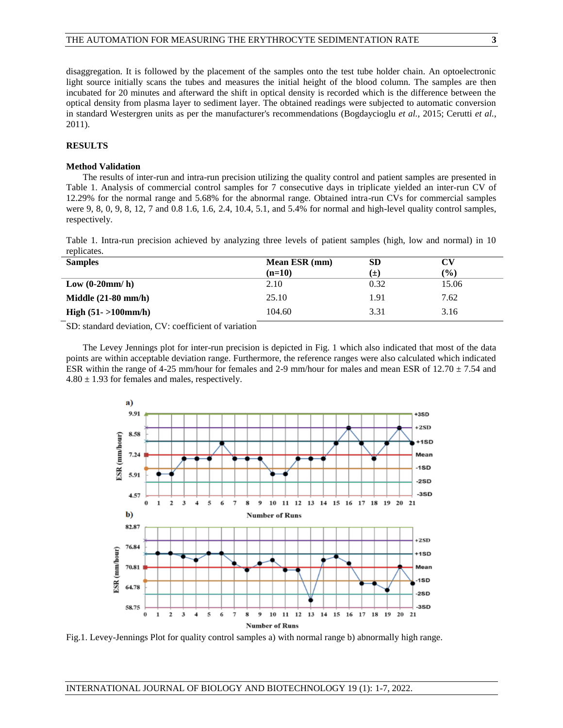disaggregation. It is followed by the placement of the samples onto the test tube holder chain. An optoelectronic light source initially scans the tubes and measures the initial height of the blood column. The samples are then incubated for 20 minutes and afterward the shift in optical density is recorded which is the difference between the optical density from plasma layer to sediment layer. The obtained readings were subjected to automatic conversion in standard Westergren units as per the manufacturer's recommendations (Bogdaycioglu *et al.,* 2015; Cerutti *et al.,* 2011).

## RESULTS

### Method Validation

The results of inter-run and intra-run precision utilizing the quality control and patient samples are presented in Table 1. Analysis of commercial control samples for 7 consecutive days in triplicate yielded an inter-run CV of 12.29% for the normal range and 5.68% for the abnormal range. Obtained intra-run CVs for commercial samples were 9, 8, 0, 9, 8, 12, 7 and 0.8 1.6, 1.6, 2.4, 10.4, 5.1, and 5.4% for normal and high-level quality control samples, respectively.

Table 1. Intra-run precision achieved by analyzing three levels of patient samples (high, low and normal) in 10 replicates.

| Samples | Mean ESR (mm) (n=10) | SD (±) | CV (%) |
|---|---|---|---|
| **Low (0-20mm/ h)** | 2.10 | 0.32 | 15.06 |
| **Middle (21-80 mm/h)** | 25.10 | 1.91 | 7.62 |
| **High (51- >100mm/h)** | 104.60 | 3.31 | 3.16 |

SD: standard deviation, CV: coefficient of variation

The Levey Jennings plot for inter-run precision is depicted in Fig. 1 which also indicated that most of the data points are within acceptable deviation range. Furthermore, the reference ranges were also calculated which indicated ESR within the range of 4-25 mm/hour for females and 2-9 mm/hour for males and mean ESR of 12.70 ± 7.54 and 4.80 ± 1.93 for females and males, respectively.

Fig.1. Levey-Jennings Plot for quality control samples a) with normal range b) abnormally high range.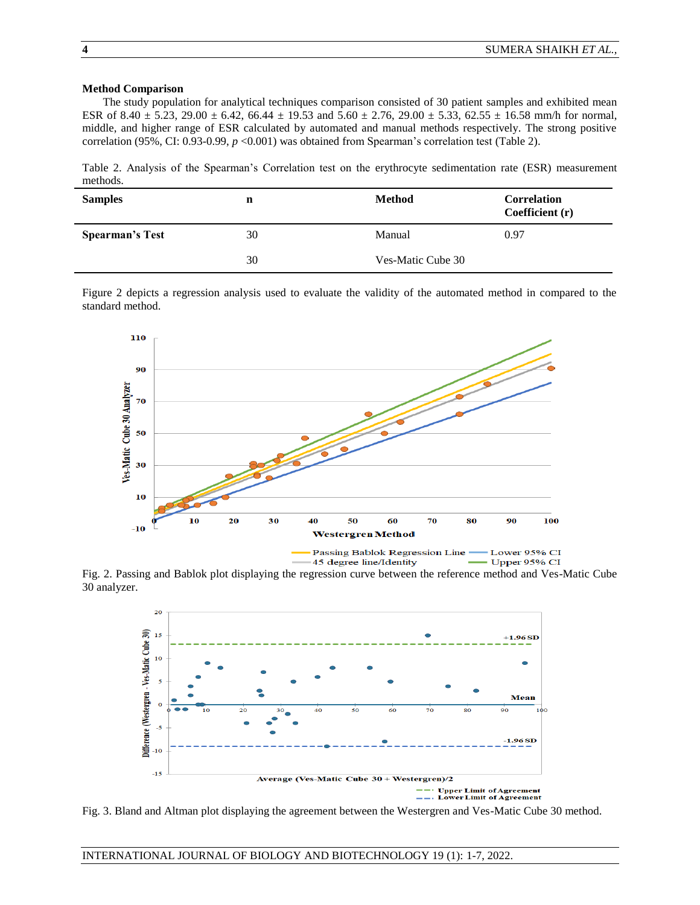### Method Comparison

The study population for analytical techniques comparison consisted of 30 patient samples and exhibited mean ESR of 8.40 ± 5.23, 29.00 ± 6.42, 66.44 ± 19.53 and 5.60 ± 2.76, 29.00 ± 5.33, 62.55 ± 16.58 mm/h for normal, middle, and higher range of ESR calculated by automated and manual methods respectively. The strong positive correlation (95%, CI: 0.93-0.99, $p$ <0.001) was obtained from Spearman's correlation test (Table 2).

Table 2. Analysis of the Spearman's Correlation test on the erythrocyte sedimentation rate (ESR) measurement methods.

| Samples | n | Method | Correlation Coefficient (r) |
|---|---|---|---|
| **Spearman's Test** | 30 | Manual | 0.97 |
| | 30 | Ves-Matic Cube 30 | |

Figure 2 depicts a regression analysis used to evaluate the validity of the automated method in compared to the standard method.

Fig. 2. Passing and Bablok plot displaying the regression curve between the reference method and Ves-Matic Cube 30 analyzer.

Fig. 3. Bland and Altman plot displaying the agreement between the Westergren and Ves-Matic Cube 30 method.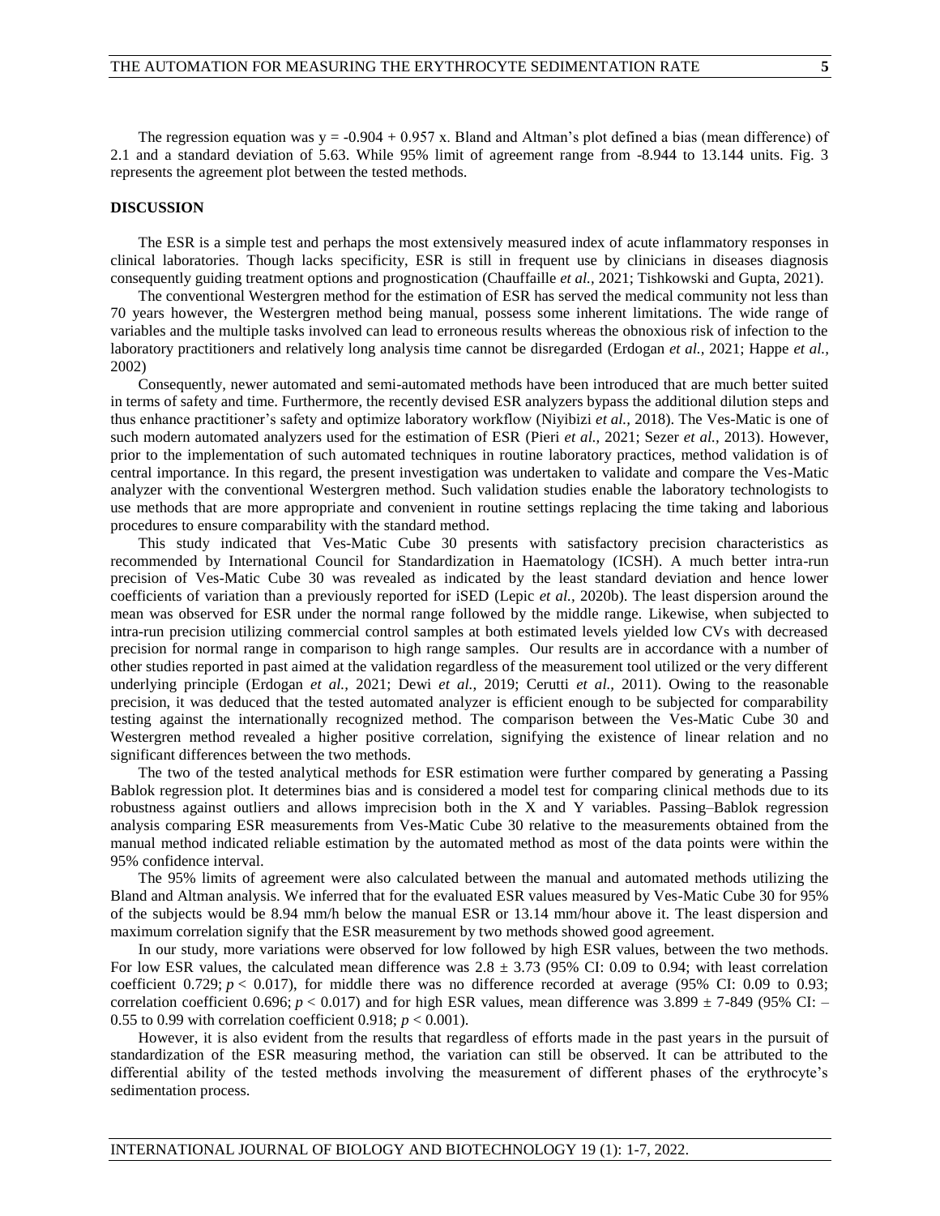The regression equation was $y = -0.904 + 0.957$ x. Bland and Altman's plot defined a bias (mean difference) of 2.1 and a standard deviation of 5.63. While 95% limit of agreement range from -8.944 to 13.144 units. Fig. 3 represents the agreement plot between the tested methods.

## DISCUSSION

The ESR is a simple test and perhaps the most extensively measured index of acute inflammatory responses in clinical laboratories. Though lacks specificity, ESR is still in frequent use by clinicians in diseases diagnosis consequently guiding treatment options and prognostication (Chauffaille *et al.,* 2021; Tishkowski and Gupta, 2021).

The conventional Westergren method for the estimation of ESR has served the medical community not less than 70 years however, the Westergren method being manual, possess some inherent limitations. The wide range of variables and the multiple tasks involved can lead to erroneous results whereas the obnoxious risk of infection to the laboratory practitioners and relatively long analysis time cannot be disregarded (Erdogan *et al.,* 2021; Happe *et al.,* 2002)

Consequently, newer automated and semi-automated methods have been introduced that are much better suited in terms of safety and time. Furthermore, the recently devised ESR analyzers bypass the additional dilution steps and thus enhance practitioner's safety and optimize laboratory workflow (Niyibizi *et al.,* 2018). The Ves-Matic is one of such modern automated analyzers used for the estimation of ESR (Pieri *et al.,* 2021; Sezer *et al.,* 2013). However, prior to the implementation of such automated techniques in routine laboratory practices, method validation is of central importance. In this regard, the present investigation was undertaken to validate and compare the Ves-Matic analyzer with the conventional Westergren method. Such validation studies enable the laboratory technologists to use methods that are more appropriate and convenient in routine settings replacing the time taking and laborious procedures to ensure comparability with the standard method.

This study indicated that Ves-Matic Cube 30 presents with satisfactory precision characteristics as recommended by International Council for Standardization in Haematology (ICSH). A much better intra-run precision of Ves-Matic Cube 30 was revealed as indicated by the least standard deviation and hence lower coefficients of variation than a previously reported for iSED (Lepic *et al.,* 2020b). The least dispersion around the mean was observed for ESR under the normal range followed by the middle range. Likewise, when subjected to intra-run precision utilizing commercial control samples at both estimated levels yielded low CVs with decreased precision for normal range in comparison to high range samples. Our results are in accordance with a number of other studies reported in past aimed at the validation regardless of the measurement tool utilized or the very different underlying principle (Erdogan *et al.,* 2021; Dewi *et al.,* 2019; Cerutti *et al.,* 2011). Owing to the reasonable precision, it was deduced that the tested automated analyzer is efficient enough to be subjected for comparability testing against the internationally recognized method. The comparison between the Ves-Matic Cube 30 and Westergren method revealed a higher positive correlation, signifying the existence of linear relation and no significant differences between the two methods.

The two of the tested analytical methods for ESR estimation were further compared by generating a Passing Bablok regression plot. It determines bias and is considered a model test for comparing clinical methods due to its robustness against outliers and allows imprecision both in the X and Y variables. Passing–Bablok regression analysis comparing ESR measurements from Ves-Matic Cube 30 relative to the measurements obtained from the manual method indicated reliable estimation by the automated method as most of the data points were within the 95% confidence interval.

The 95% limits of agreement were also calculated between the manual and automated methods utilizing the Bland and Altman analysis. We inferred that for the evaluated ESR values measured by Ves-Matic Cube 30 for 95% of the subjects would be 8.94 mm/h below the manual ESR or 13.14 mm/hour above it. The least dispersion and maximum correlation signify that the ESR measurement by two methods showed good agreement.

In our study, more variations were observed for low followed by high ESR values, between the two methods. For low ESR values, the calculated mean difference was $2.8 \pm 3.73$ (95% CI: 0.09 to 0.94; with least correlation coefficient 0.729; $p < 0.017$), for middle there was no difference recorded at average (95% CI: 0.09 to 0.93; correlation coefficient 0.696; $p < 0.017$) and for high ESR values, mean difference was $3.899 \pm 7\text{-}849$ (95% CI: – 0.55 to 0.99 with correlation coefficient 0.918; $p < 0.001$).

However, it is also evident from the results that regardless of efforts made in the past years in the pursuit of standardization of the ESR measuring method, the variation can still be observed. It can be attributed to the differential ability of the tested methods involving the measurement of different phases of the erythrocyte's sedimentation process.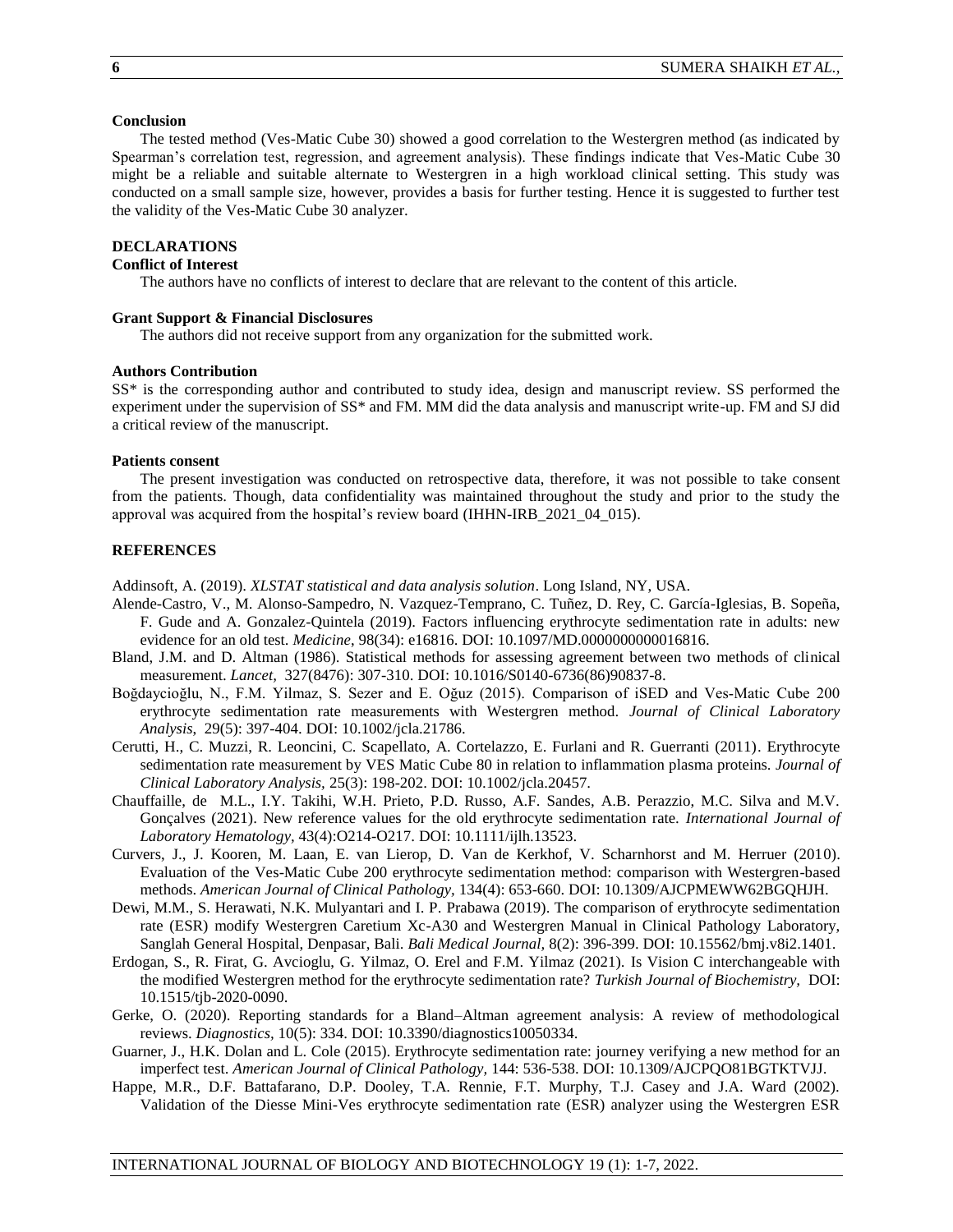### Conclusion

The tested method (Ves-Matic Cube 30) showed a good correlation to the Westergren method (as indicated by Spearman's correlation test, regression, and agreement analysis). These findings indicate that Ves-Matic Cube 30 might be a reliable and suitable alternate to Westergren in a high workload clinical setting. This study was conducted on a small sample size, however, provides a basis for further testing. Hence it is suggested to further test the validity of the Ves-Matic Cube 30 analyzer.

## DECLARATIONS

### Conflict of Interest

The authors have no conflicts of interest to declare that are relevant to the content of this article.

### Grant Support & Financial Disclosures

The authors did not receive support from any organization for the submitted work.

### Authors Contribution

SS* is the corresponding author and contributed to study idea, design and manuscript review. SS performed the experiment under the supervision of SS* and FM. MM did the data analysis and manuscript write-up. FM and SJ did a critical review of the manuscript.

### Patients consent

The present investigation was conducted on retrospective data, therefore, it was not possible to take consent from the patients. Though, data confidentiality was maintained throughout the study and prior to the study the approval was acquired from the hospital's review board (IHHN-IRB_2021_04_015).

## REFERENCES

Addinsoft, A. (2019). *XLSTAT statistical and data analysis solution*. Long Island, NY, USA.

Alende-Castro, V., M. Alonso-Sampedro, N. Vazquez-Temprano, C. Tuñez, D. Rey, C. García-Iglesias, B. Sopeña, F. Gude and A. Gonzalez-Quintela (2019). Factors influencing erythrocyte sedimentation rate in adults: new evidence for an old test. *Medicine*, 98(34): e16816. DOI: 10.1097/MD.0000000000016816.

Bland, J.M. and D. Altman (1986). Statistical methods for assessing agreement between two methods of clinical measurement. *Lancet*, 327(8476): 307-310. DOI: 10.1016/S0140-6736(86)90837-8.

Boğdaycioğlu, N., F.M. Yilmaz, S. Sezer and E. Oğuz (2015). Comparison of iSED and Ves-Matic Cube 200 erythrocyte sedimentation rate measurements with Westergren method. *Journal of Clinical Laboratory Analysis*, 29(5): 397-404. DOI: 10.1002/jcla.21786.

Cerutti, H., C. Muzzi, R. Leoncini, C. Scapellato, A. Cortelazzo, E. Furlani and R. Guerranti (2011). Erythrocyte sedimentation rate measurement by VES Matic Cube 80 in relation to inflammation plasma proteins. *Journal of Clinical Laboratory Analysis*, 25(3): 198-202. DOI: 10.1002/jcla.20457.

Chauffaille, de M.L., I.Y. Takihi, W.H. Prieto, P.D. Russo, A.F. Sandes, A.B. Perazzio, M.C. Silva and M.V. Gonçalves (2021). New reference values for the old erythrocyte sedimentation rate. *International Journal of Laboratory Hematology*, 43(4):O214-O217. DOI: 10.1111/ijlh.13523.

Curvers, J., J. Kooren, M. Laan, E. van Lierop, D. Van de Kerkhof, V. Scharnhorst and M. Herruer (2010). Evaluation of the Ves-Matic Cube 200 erythrocyte sedimentation method: comparison with Westergren-based methods. *American Journal of Clinical Pathology*, 134(4): 653-660. DOI: 10.1309/AJCPMEWW62BGQHJH.

Dewi, M.M., S. Herawati, N.K. Mulyantari and I. P. Prabawa (2019). The comparison of erythrocyte sedimentation rate (ESR) modify Westergren Caretium Xc-A30 and Westergren Manual in Clinical Pathology Laboratory, Sanglah General Hospital, Denpasar, Bali. *Bali Medical Journal*, 8(2): 396-399. DOI: 10.15562/bmj.v8i2.1401.

Erdogan, S., R. Firat, G. Avcioglu, G. Yilmaz, O. Erel and F.M. Yilmaz (2021). Is Vision C interchangeable with the modified Westergren method for the erythrocyte sedimentation rate? *Turkish Journal of Biochemistry*, DOI: 10.1515/tjb-2020-0090.

Gerke, O. (2020). Reporting standards for a Bland–Altman agreement analysis: A review of methodological reviews. *Diagnostics*, 10(5): 334. DOI: 10.3390/diagnostics10050334.

Guarner, J., H.K. Dolan and L. Cole (2015). Erythrocyte sedimentation rate: journey verifying a new method for an imperfect test. *American Journal of Clinical Pathology*, 144: 536-538. DOI: 10.1309/AJCPQO81BGTKTVJJ.

Happe, M.R., D.F. Battafarano, D.P. Dooley, T.A. Rennie, F.T. Murphy, T.J. Casey and J.A. Ward (2002). Validation of the Diesse Mini-Ves erythrocyte sedimentation rate (ESR) analyzer using the Westergren ESR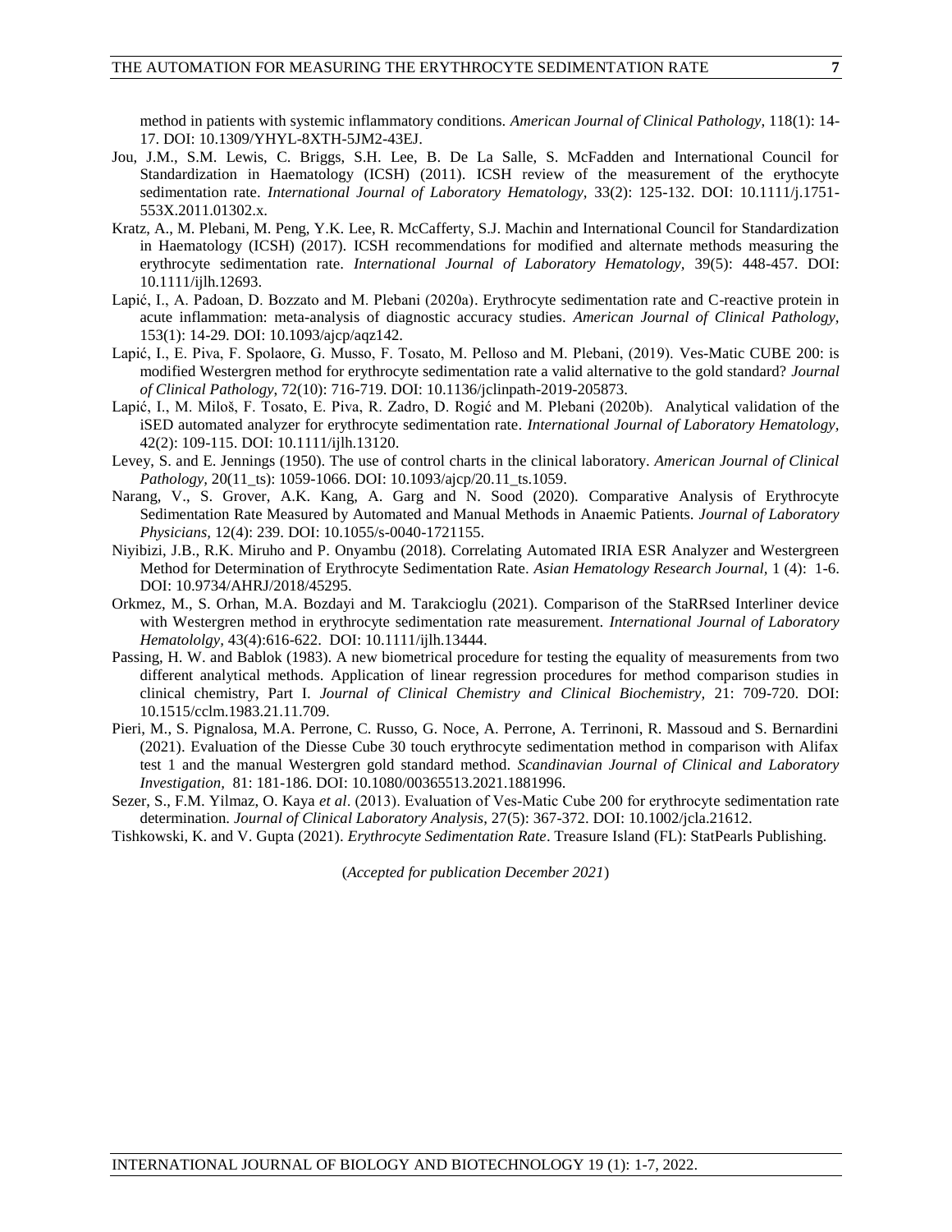method in patients with systemic inflammatory conditions. *American Journal of Clinical Pathology*, 118(1): 14-17. DOI: 10.1309/YHYL-8XTH-5JM2-43EJ.

Jou, J.M., S.M. Lewis, C. Briggs, S.H. Lee, B. De La Salle, S. McFadden and International Council for Standardization in Haematology (ICSH) (2011). ICSH review of the measurement of the erythocyte sedimentation rate. *International Journal of Laboratory Hematology,* 33(2): 125-132. DOI: 10.1111/j.1751-553X.2011.01302.x.

Kratz, A., M. Plebani, M. Peng, Y.K. Lee, R. McCafferty, S.J. Machin and International Council for Standardization in Haematology (ICSH) (2017). ICSH recommendations for modified and alternate methods measuring the erythrocyte sedimentation rate. *International Journal of Laboratory Hematology,* 39(5): 448-457. DOI: 10.1111/ijlh.12693.

Lapić, I., A. Padoan, D. Bozzato and M. Plebani (2020a). Erythrocyte sedimentation rate and C-reactive protein in acute inflammation: meta-analysis of diagnostic accuracy studies. *American Journal of Clinical Pathology,* 153(1): 14-29. DOI: 10.1093/ajcp/aqz142.

Lapić, I., E. Piva, F. Spolaore, G. Musso, F. Tosato, M. Pelloso and M. Plebani, (2019). Ves-Matic CUBE 200: is modified Westergren method for erythrocyte sedimentation rate a valid alternative to the gold standard? *Journal of Clinical Pathology,* 72(10): 716-719. DOI: 10.1136/jclinpath-2019-205873.

Lapić, I., M. Miloš, F. Tosato, E. Piva, R. Zadro, D. Rogić and M. Plebani (2020b). Analytical validation of the iSED automated analyzer for erythrocyte sedimentation rate. *International Journal of Laboratory Hematology,* 42(2): 109-115. DOI: 10.1111/ijlh.13120.

Levey, S. and E. Jennings (1950). The use of control charts in the clinical laboratory. *American Journal of Clinical Pathology,* 20(11_ts): 1059-1066. DOI: 10.1093/ajcp/20.11_ts.1059.

Narang, V., S. Grover, A.K. Kang, A. Garg and N. Sood (2020). Comparative Analysis of Erythrocyte Sedimentation Rate Measured by Automated and Manual Methods in Anaemic Patients. *Journal of Laboratory Physicians,* 12(4): 239. DOI: 10.1055/s-0040-1721155.

Niyibizi, J.B., R.K. Miruho and P. Onyambu (2018). Correlating Automated IRIA ESR Analyzer and Westergreen Method for Determination of Erythrocyte Sedimentation Rate. *Asian Hematology Research Journal,* 1 (4): 1-6. DOI: 10.9734/AHRJ/2018/45295.

Orkmez, M., S. Orhan, M.A. Bozdayi and M. Tarakcioglu (2021). Comparison of the StaRRsed Interliner device with Westergren method in erythrocyte sedimentation rate measurement. *International Journal of Laboratory Hematololgy,* 43(4):616-622. DOI: 10.1111/ijlh.13444.

Passing, H. W. and Bablok (1983). A new biometrical procedure for testing the equality of measurements from two different analytical methods. Application of linear regression procedures for method comparison studies in clinical chemistry, Part I. *Journal of Clinical Chemistry and Clinical Biochemistry,* 21: 709-720. DOI: 10.1515/cclm.1983.21.11.709.

Pieri, M., S. Pignalosa, M.A. Perrone, C. Russo, G. Noce, A. Perrone, A. Terrinoni, R. Massoud and S. Bernardini (2021). Evaluation of the Diesse Cube 30 touch erythrocyte sedimentation method in comparison with Alifax test 1 and the manual Westergren gold standard method. *Scandinavian Journal of Clinical and Laboratory Investigation,* 81: 181-186. DOI: 10.1080/00365513.2021.1881996.

Sezer, S., F.M. Yilmaz, O. Kaya *et al*. (2013). Evaluation of Ves-Matic Cube 200 for erythrocyte sedimentation rate determination. *Journal of Clinical Laboratory Analysis*, 27(5): 367-372. DOI: 10.1002/jcla.21612.

Tishkowski, K. and V. Gupta (2021). *Erythrocyte Sedimentation Rate*. Treasure Island (FL): StatPearls Publishing.

(*Accepted for publication December 2021*)